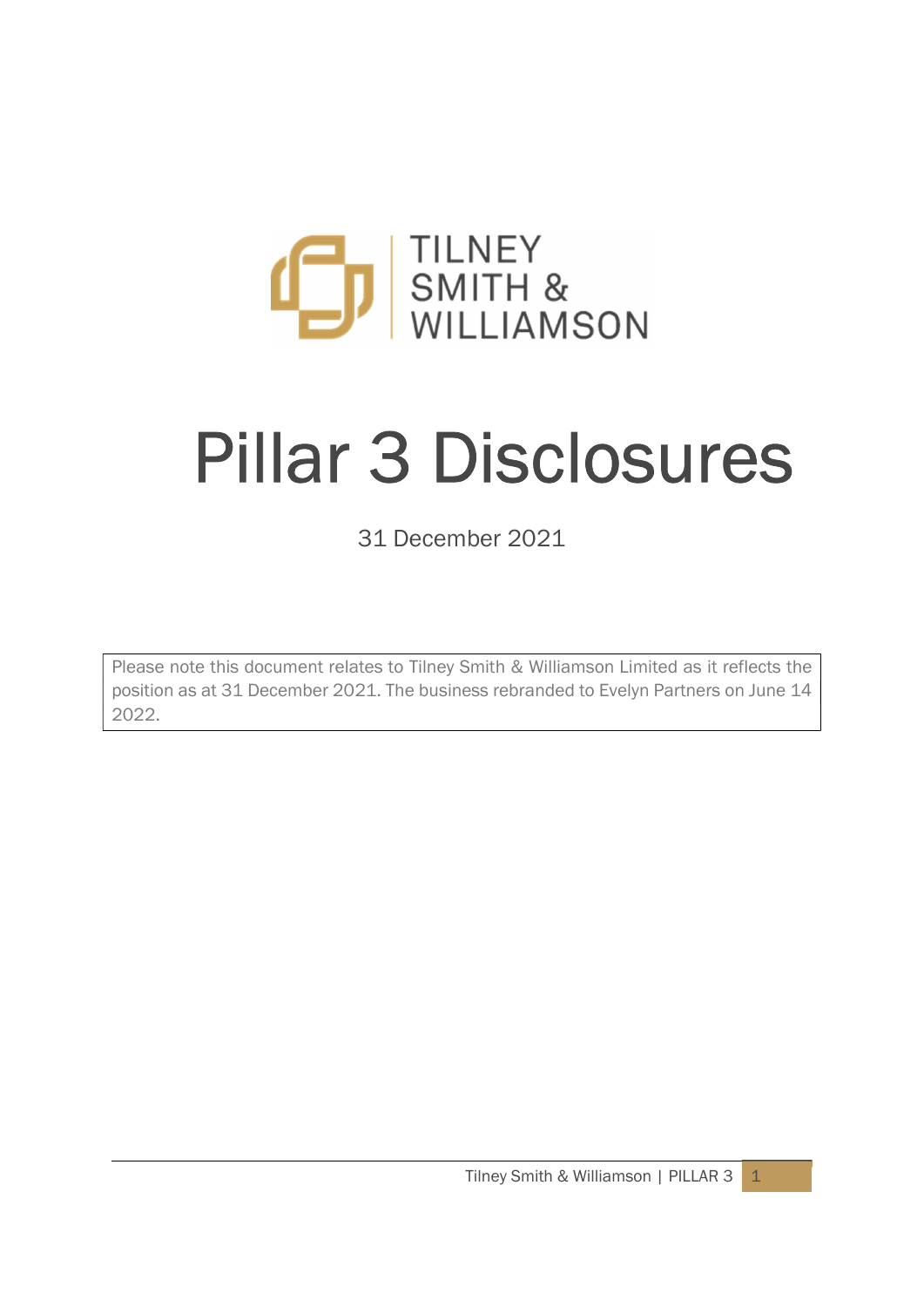TILNEY SMITH & WILLIAMSON

# Pillar 3 Disclosures

31 December 2021

Please note this document relates to Tilney Smith & Williamson Limited as it reflects the position as at 31 December 2021. The business rebranded to Evelyn Partners on June 14 2022.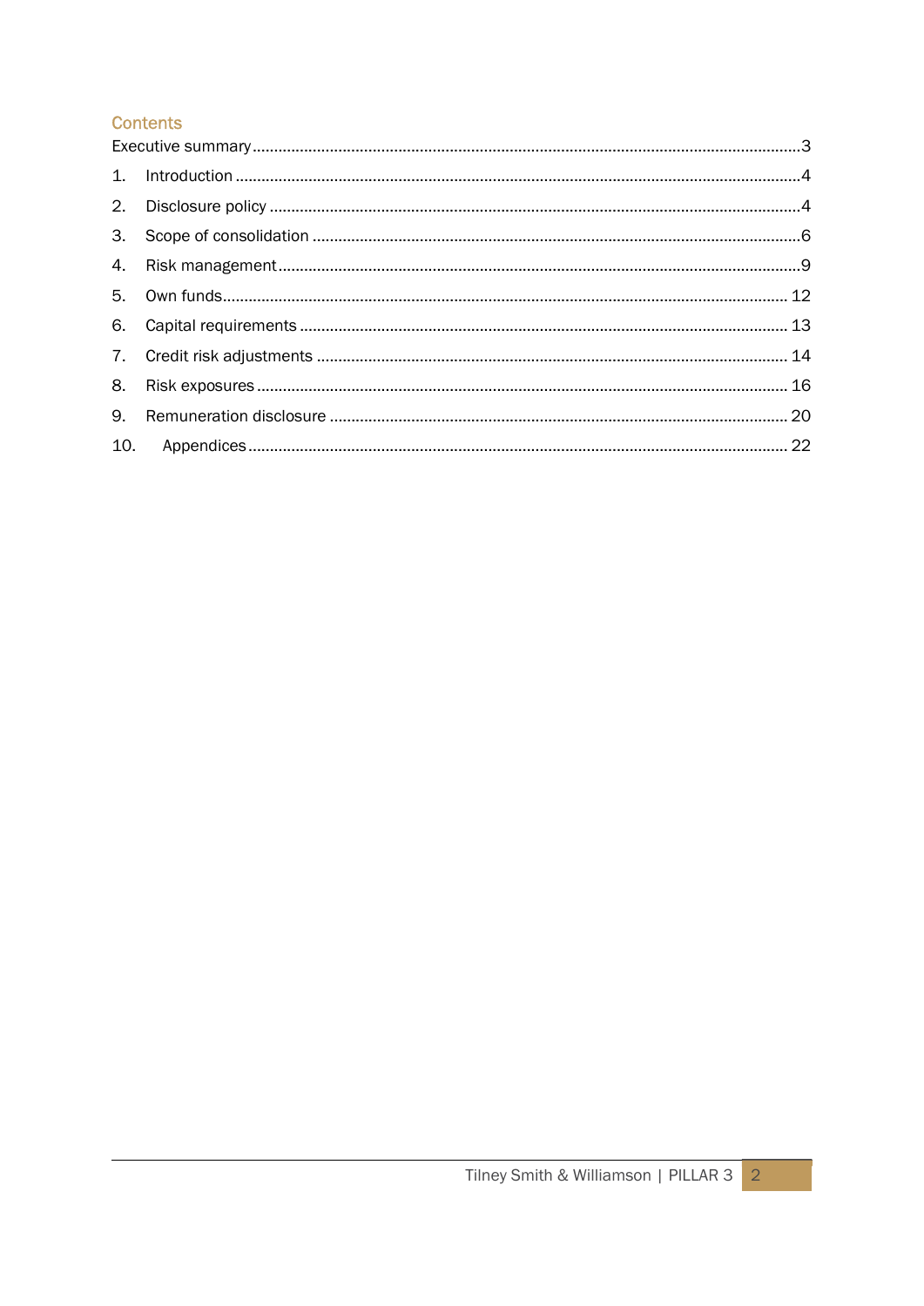## Contents

Executive summary .......... 3

1. Introduction .......... 4
2. Disclosure policy .......... 4
3. Scope of consolidation .......... 6
4. Risk management .......... 9
5. Own funds .......... 12
6. Capital requirements .......... 13
7. Credit risk adjustments .......... 14
8. Risk exposures .......... 16
9. Remuneration disclosure .......... 20
10. Appendices .......... 22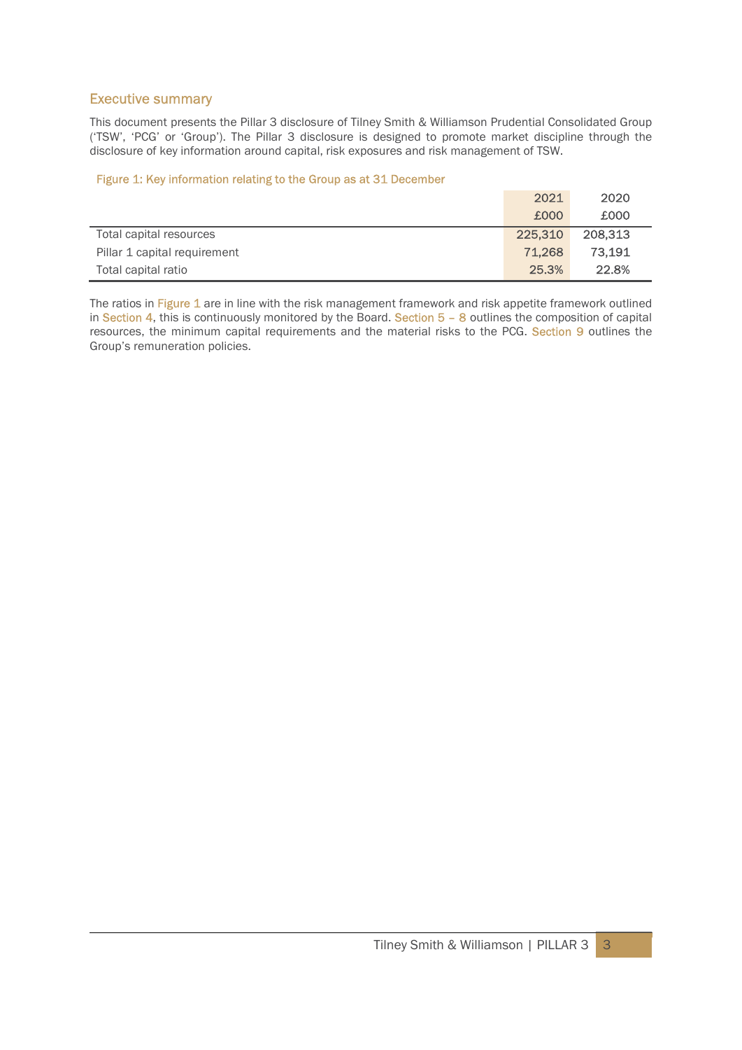## Executive summary

This document presents the Pillar 3 disclosure of Tilney Smith & Williamson Prudential Consolidated Group ('TSW', 'PCG' or 'Group'). The Pillar 3 disclosure is designed to promote market discipline through the disclosure of key information around capital, risk exposures and risk management of TSW.

Figure 1: Key information relating to the Group as at 31 December

| | 2021 £000 | 2020 £000 |
|---|---|---|
| Total capital resources | 225,310 | 208,313 |
| Pillar 1 capital requirement | 71,268 | 73,191 |
| Total capital ratio | 25.3% | 22.8% |

The ratios in Figure 1 are in line with the risk management framework and risk appetite framework outlined in Section 4, this is continuously monitored by the Board. Section 5 – 8 outlines the composition of capital resources, the minimum capital requirements and the material risks to the PCG. Section 9 outlines the Group's remuneration policies.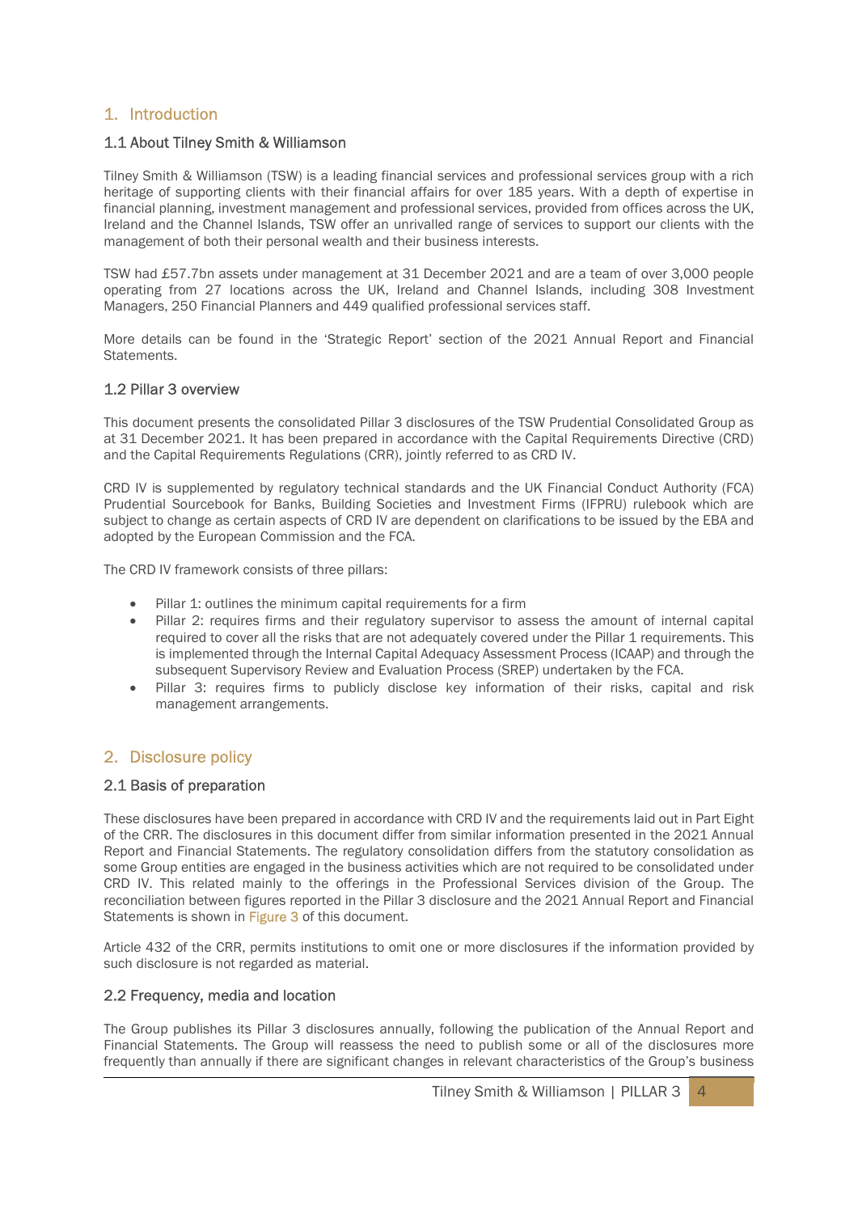# 1. Introduction

## 1.1 About Tilney Smith & Williamson

Tilney Smith & Williamson (TSW) is a leading financial services and professional services group with a rich heritage of supporting clients with their financial affairs for over 185 years. With a depth of expertise in financial planning, investment management and professional services, provided from offices across the UK, Ireland and the Channel Islands, TSW offer an unrivalled range of services to support our clients with the management of both their personal wealth and their business interests.

TSW had £57.7bn assets under management at 31 December 2021 and are a team of over 3,000 people operating from 27 locations across the UK, Ireland and Channel Islands, including 308 Investment Managers, 250 Financial Planners and 449 qualified professional services staff.

More details can be found in the 'Strategic Report' section of the 2021 Annual Report and Financial Statements.

## 1.2 Pillar 3 overview

This document presents the consolidated Pillar 3 disclosures of the TSW Prudential Consolidated Group as at 31 December 2021. It has been prepared in accordance with the Capital Requirements Directive (CRD) and the Capital Requirements Regulations (CRR), jointly referred to as CRD IV.

CRD IV is supplemented by regulatory technical standards and the UK Financial Conduct Authority (FCA) Prudential Sourcebook for Banks, Building Societies and Investment Firms (IFPRU) rulebook which are subject to change as certain aspects of CRD IV are dependent on clarifications to be issued by the EBA and adopted by the European Commission and the FCA.

The CRD IV framework consists of three pillars:

- Pillar 1: outlines the minimum capital requirements for a firm
- Pillar 2: requires firms and their regulatory supervisor to assess the amount of internal capital required to cover all the risks that are not adequately covered under the Pillar 1 requirements. This is implemented through the Internal Capital Adequacy Assessment Process (ICAAP) and through the subsequent Supervisory Review and Evaluation Process (SREP) undertaken by the FCA.
- Pillar 3: requires firms to publicly disclose key information of their risks, capital and risk management arrangements.

# 2. Disclosure policy

## 2.1 Basis of preparation

These disclosures have been prepared in accordance with CRD IV and the requirements laid out in Part Eight of the CRR. The disclosures in this document differ from similar information presented in the 2021 Annual Report and Financial Statements. The regulatory consolidation differs from the statutory consolidation as some Group entities are engaged in the business activities which are not required to be consolidated under CRD IV. This related mainly to the offerings in the Professional Services division of the Group. The reconciliation between figures reported in the Pillar 3 disclosure and the 2021 Annual Report and Financial Statements is shown in Figure 3 of this document.

Article 432 of the CRR, permits institutions to omit one or more disclosures if the information provided by such disclosure is not regarded as material.

## 2.2 Frequency, media and location

The Group publishes its Pillar 3 disclosures annually, following the publication of the Annual Report and Financial Statements. The Group will reassess the need to publish some or all of the disclosures more frequently than annually if there are significant changes in relevant characteristics of the Group's business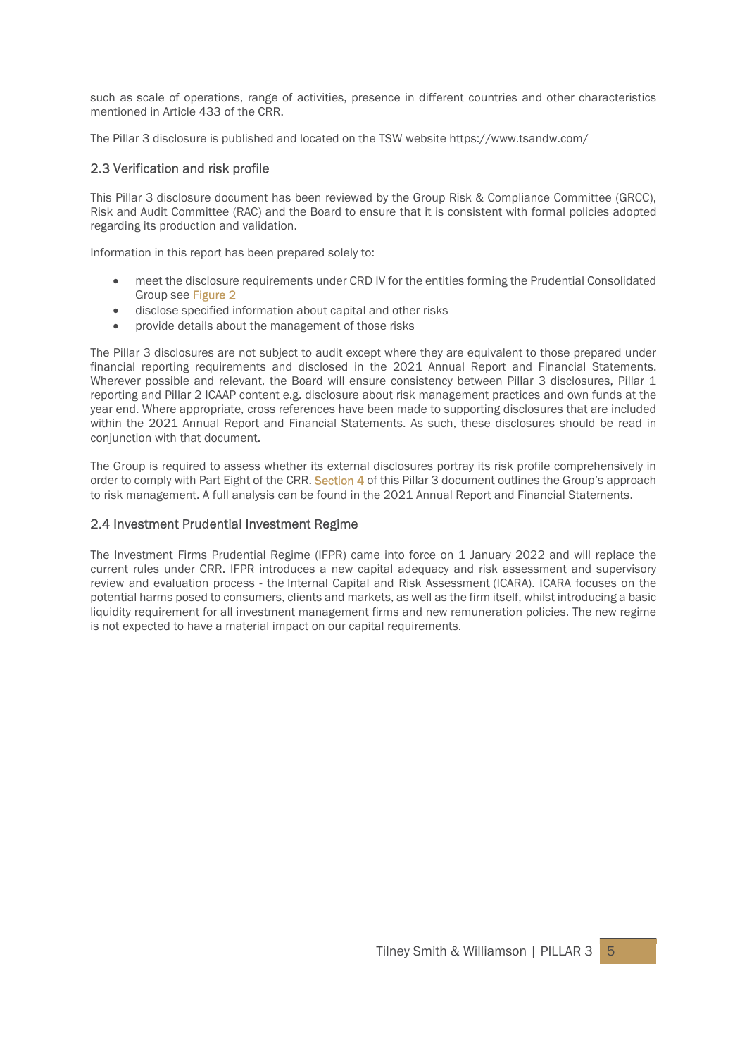such as scale of operations, range of activities, presence in different countries and other characteristics mentioned in Article 433 of the CRR.

The Pillar 3 disclosure is published and located on the TSW website https://www.tsandw.com/

## 2.3 Verification and risk profile

This Pillar 3 disclosure document has been reviewed by the Group Risk & Compliance Committee (GRCC), Risk and Audit Committee (RAC) and the Board to ensure that it is consistent with formal policies adopted regarding its production and validation.

Information in this report has been prepared solely to:

- meet the disclosure requirements under CRD IV for the entities forming the Prudential Consolidated Group see Figure 2
- disclose specified information about capital and other risks
- provide details about the management of those risks

The Pillar 3 disclosures are not subject to audit except where they are equivalent to those prepared under financial reporting requirements and disclosed in the 2021 Annual Report and Financial Statements. Wherever possible and relevant, the Board will ensure consistency between Pillar 3 disclosures, Pillar 1 reporting and Pillar 2 ICAAP content e.g. disclosure about risk management practices and own funds at the year end. Where appropriate, cross references have been made to supporting disclosures that are included within the 2021 Annual Report and Financial Statements. As such, these disclosures should be read in conjunction with that document.

The Group is required to assess whether its external disclosures portray its risk profile comprehensively in order to comply with Part Eight of the CRR. Section 4 of this Pillar 3 document outlines the Group's approach to risk management. A full analysis can be found in the 2021 Annual Report and Financial Statements.

## 2.4 Investment Prudential Investment Regime

The Investment Firms Prudential Regime (IFPR) came into force on 1 January 2022 and will replace the current rules under CRR. IFPR introduces a new capital adequacy and risk assessment and supervisory review and evaluation process - the Internal Capital and Risk Assessment (ICARA). ICARA focuses on the potential harms posed to consumers, clients and markets, as well as the firm itself, whilst introducing a basic liquidity requirement for all investment management firms and new remuneration policies. The new regime is not expected to have a material impact on our capital requirements.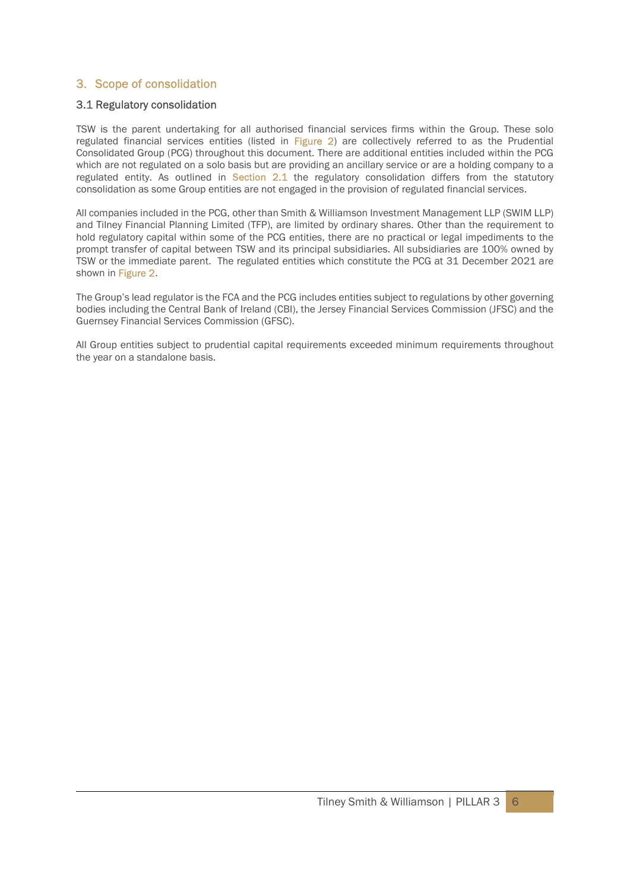## 3. Scope of consolidation

### 3.1 Regulatory consolidation

TSW is the parent undertaking for all authorised financial services firms within the Group. These solo regulated financial services entities (listed in Figure 2) are collectively referred to as the Prudential Consolidated Group (PCG) throughout this document. There are additional entities included within the PCG which are not regulated on a solo basis but are providing an ancillary service or are a holding company to a regulated entity. As outlined in Section 2.1 the regulatory consolidation differs from the statutory consolidation as some Group entities are not engaged in the provision of regulated financial services.

All companies included in the PCG, other than Smith & Williamson Investment Management LLP (SWIM LLP) and Tilney Financial Planning Limited (TFP), are limited by ordinary shares. Other than the requirement to hold regulatory capital within some of the PCG entities, there are no practical or legal impediments to the prompt transfer of capital between TSW and its principal subsidiaries. All subsidiaries are 100% owned by TSW or the immediate parent. The regulated entities which constitute the PCG at 31 December 2021 are shown in Figure 2.

The Group's lead regulator is the FCA and the PCG includes entities subject to regulations by other governing bodies including the Central Bank of Ireland (CBI), the Jersey Financial Services Commission (JFSC) and the Guernsey Financial Services Commission (GFSC).

All Group entities subject to prudential capital requirements exceeded minimum requirements throughout the year on a standalone basis.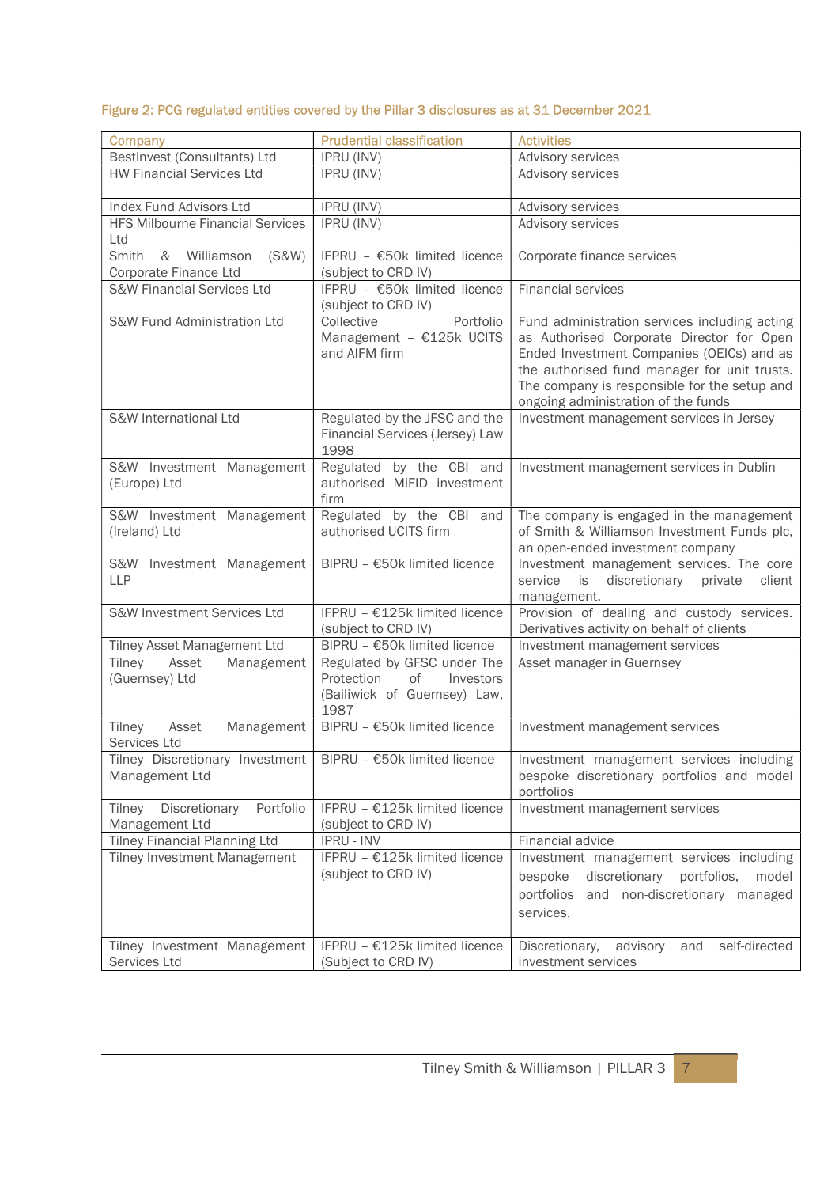Figure 2: PCG regulated entities covered by the Pillar 3 disclosures as at 31 December 2021

| Company | Prudential classification | Activities |
|---|---|---|
| Bestinvest (Consultants) Ltd | IPRU (INV) | Advisory services |
| HW Financial Services Ltd | IPRU (INV) | Advisory services |
| Index Fund Advisors Ltd | IPRU (INV) | Advisory services |
| HFS Milbourne Financial Services Ltd | IPRU (INV) | Advisory services |
| Smith & Williamson (S&W) Corporate Finance Ltd | IFPRU – €50k limited licence (subject to CRD IV) | Corporate finance services |
| S&W Financial Services Ltd | IFPRU – €50k limited licence (subject to CRD IV) | Financial services |
| S&W Fund Administration Ltd | Collective Portfolio Management – €125k UCITS and AIFM firm | Fund administration services including acting as Authorised Corporate Director for Open Ended Investment Companies (OEICs) and as the authorised fund manager for unit trusts. The company is responsible for the setup and ongoing administration of the funds |
| S&W International Ltd | Regulated by the JFSC and the Financial Services (Jersey) Law 1998 | Investment management services in Jersey |
| S&W Investment Management (Europe) Ltd | Regulated by the CBI and authorised MiFID investment firm | Investment management services in Dublin |
| S&W Investment Management (Ireland) Ltd | Regulated by the CBI and authorised UCITS firm | The company is engaged in the management of Smith & Williamson Investment Funds plc, an open-ended investment company |
| S&W Investment Management LLP | BIPRU – €50k limited licence | Investment management services. The core service is discretionary private client management. |
| S&W Investment Services Ltd | IFPRU – €125k limited licence (subject to CRD IV) | Provision of dealing and custody services. Derivatives activity on behalf of clients |
| Tilney Asset Management Ltd | BIPRU – €50k limited licence | Investment management services |
| Tilney Asset Management (Guernsey) Ltd | Regulated by GFSC under The Protection of Investors (Bailiwick of Guernsey) Law, 1987 | Asset manager in Guernsey |
| Tilney Asset Management Services Ltd | BIPRU – €50k limited licence | Investment management services |
| Tilney Discretionary Investment Management Ltd | BIPRU – €50k limited licence | Investment management services including bespoke discretionary portfolios and model portfolios |
| Tilney Discretionary Portfolio Management Ltd | IFPRU – €125k limited licence (subject to CRD IV) | Investment management services |
| Tilney Financial Planning Ltd | IPRU - INV | Financial advice |
| Tilney Investment Management | IFPRU – €125k limited licence (subject to CRD IV) | Investment management services including bespoke discretionary portfolios, model portfolios and non-discretionary managed services. |
| Tilney Investment Management Services Ltd | IFPRU – €125k limited licence (Subject to CRD IV) | Discretionary, advisory and self-directed investment services |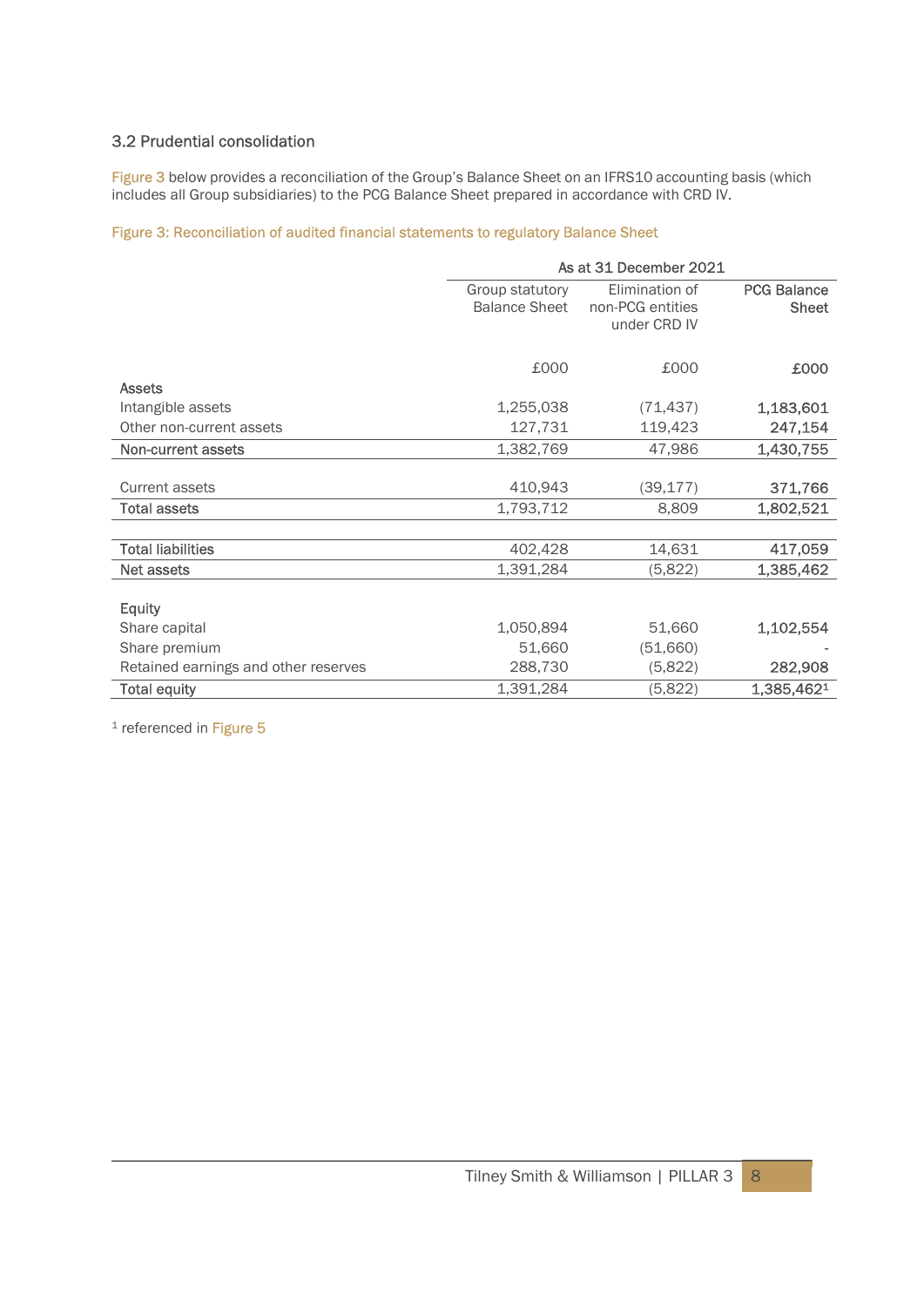## 3.2 Prudential consolidation

Figure 3 below provides a reconciliation of the Group's Balance Sheet on an IFRS10 accounting basis (which includes all Group subsidiaries) to the PCG Balance Sheet prepared in accordance with CRD IV.

Figure 3: Reconciliation of audited financial statements to regulatory Balance Sheet

| | As at 31 December 2021 | | |
|---|---|---|---|
| | Group statutory Balance Sheet | Elimination of non-PCG entities under CRD IV | PCG Balance Sheet |
| | £000 | £000 | **£000** |
| **Assets** | | | |
| Intangible assets | 1,255,038 | (71,437) | **1,183,601** |
| Other non-current assets | 127,731 | 119,423 | **247,154** |
| **Non-current assets** | 1,382,769 | 47,986 | **1,430,755** |
| Current assets | 410,943 | (39,177) | **371,766** |
| **Total assets** | 1,793,712 | 8,809 | **1,802,521** |
| **Total liabilities** | 402,428 | 14,631 | **417,059** |
| **Net assets** | 1,391,284 | (5,822) | **1,385,462** |
| **Equity** | | | |
| Share capital | 1,050,894 | 51,660 | **1,102,554** |
| Share premium | 51,660 | (51,660) | **-** |
| Retained earnings and other reserves | 288,730 | (5,822) | **282,908** |
| **Total equity** | 1,391,284 | (5,822) | **1,385,462**[1] |

[1] referenced in Figure 5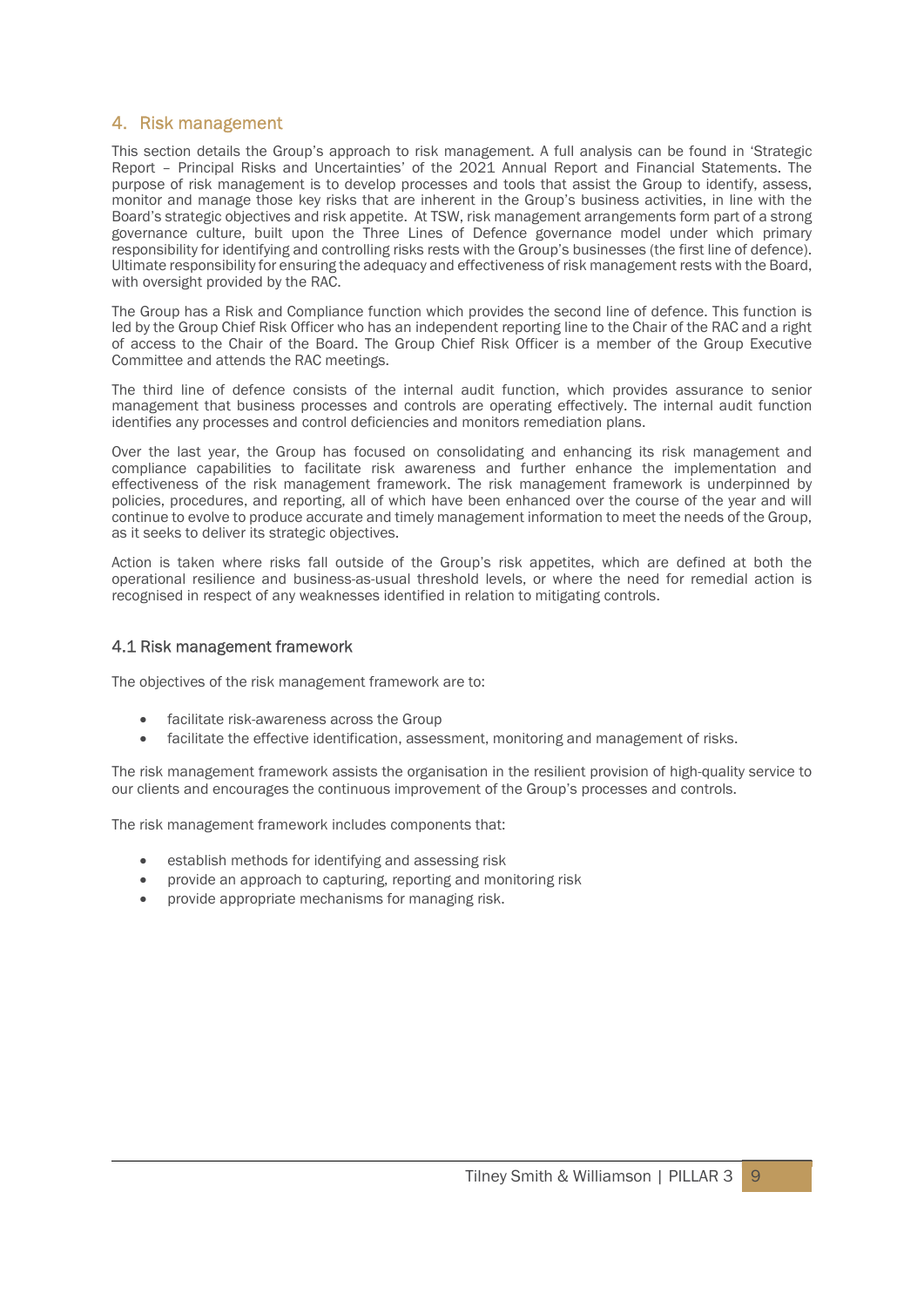## 4. Risk management

This section details the Group's approach to risk management. A full analysis can be found in 'Strategic Report – Principal Risks and Uncertainties' of the 2021 Annual Report and Financial Statements. The purpose of risk management is to develop processes and tools that assist the Group to identify, assess, monitor and manage those key risks that are inherent in the Group's business activities, in line with the Board's strategic objectives and risk appetite. At TSW, risk management arrangements form part of a strong governance culture, built upon the Three Lines of Defence governance model under which primary responsibility for identifying and controlling risks rests with the Group's businesses (the first line of defence). Ultimate responsibility for ensuring the adequacy and effectiveness of risk management rests with the Board, with oversight provided by the RAC.

The Group has a Risk and Compliance function which provides the second line of defence. This function is led by the Group Chief Risk Officer who has an independent reporting line to the Chair of the RAC and a right of access to the Chair of the Board. The Group Chief Risk Officer is a member of the Group Executive Committee and attends the RAC meetings.

The third line of defence consists of the internal audit function, which provides assurance to senior management that business processes and controls are operating effectively. The internal audit function identifies any processes and control deficiencies and monitors remediation plans.

Over the last year, the Group has focused on consolidating and enhancing its risk management and compliance capabilities to facilitate risk awareness and further enhance the implementation and effectiveness of the risk management framework. The risk management framework is underpinned by policies, procedures, and reporting, all of which have been enhanced over the course of the year and will continue to evolve to produce accurate and timely management information to meet the needs of the Group, as it seeks to deliver its strategic objectives.

Action is taken where risks fall outside of the Group's risk appetites, which are defined at both the operational resilience and business-as-usual threshold levels, or where the need for remedial action is recognised in respect of any weaknesses identified in relation to mitigating controls.

### 4.1 Risk management framework

The objectives of the risk management framework are to:

- facilitate risk-awareness across the Group
- facilitate the effective identification, assessment, monitoring and management of risks.

The risk management framework assists the organisation in the resilient provision of high-quality service to our clients and encourages the continuous improvement of the Group's processes and controls.

The risk management framework includes components that:

- establish methods for identifying and assessing risk
- provide an approach to capturing, reporting and monitoring risk
- provide appropriate mechanisms for managing risk.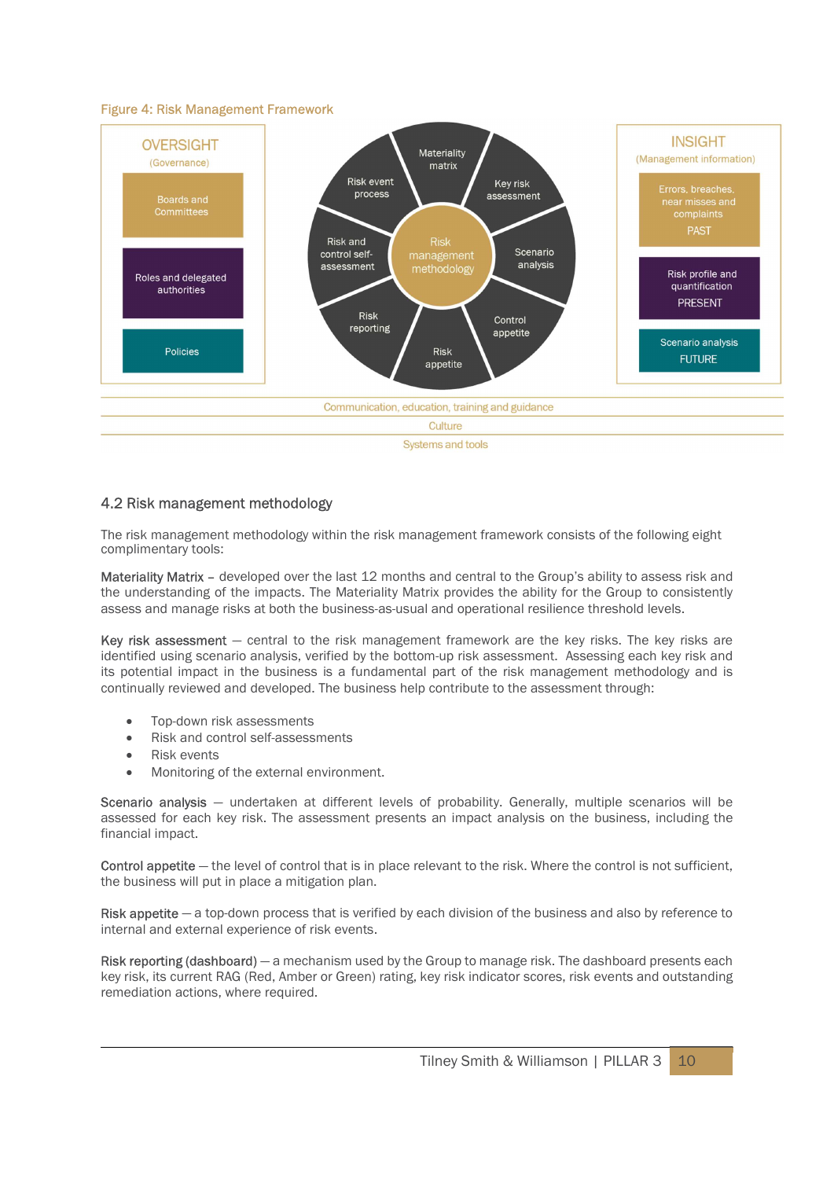Figure 4: Risk Management Framework

**OVERSIGHT** (Governance)

- Boards and Committees
- Roles and delegated authorities
- Policies

**Risk management methodology**

- Materiality matrix
- Key risk assessment
- Scenario analysis
- Control appetite
- Risk appetite
- Risk reporting
- Risk and control self-assessment
- Risk event process

**INSIGHT** (Management information)

- Errors, breaches, near misses and complaints — PAST
- Risk profile and quantification — PRESENT
- Scenario analysis — FUTURE

Communication, education, training and guidance

Culture

Systems and tools

## 4.2 Risk management methodology

The risk management methodology within the risk management framework consists of the following eight complimentary tools:

Materiality Matrix – developed over the last 12 months and central to the Group's ability to assess risk and the understanding of the impacts. The Materiality Matrix provides the ability for the Group to consistently assess and manage risks at both the business-as-usual and operational resilience threshold levels.

Key risk assessment — central to the risk management framework are the key risks. The key risks are identified using scenario analysis, verified by the bottom-up risk assessment. Assessing each key risk and its potential impact in the business is a fundamental part of the risk management methodology and is continually reviewed and developed. The business help contribute to the assessment through:

- Top-down risk assessments
- Risk and control self-assessments
- Risk events
- Monitoring of the external environment.

Scenario analysis — undertaken at different levels of probability. Generally, multiple scenarios will be assessed for each key risk. The assessment presents an impact analysis on the business, including the financial impact.

Control appetite — the level of control that is in place relevant to the risk. Where the control is not sufficient, the business will put in place a mitigation plan.

Risk appetite — a top-down process that is verified by each division of the business and also by reference to internal and external experience of risk events.

Risk reporting (dashboard) — a mechanism used by the Group to manage risk. The dashboard presents each key risk, its current RAG (Red, Amber or Green) rating, key risk indicator scores, risk events and outstanding remediation actions, where required.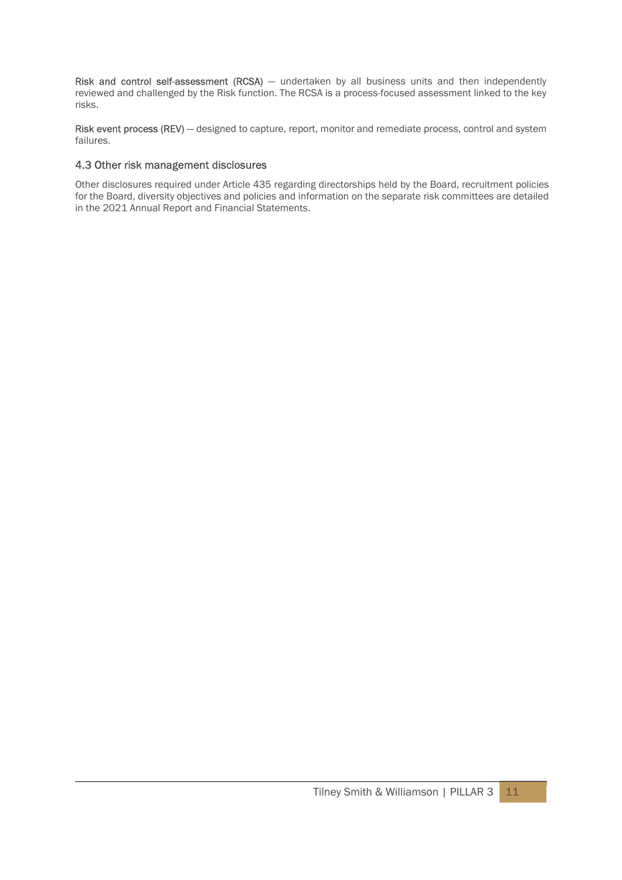**Risk and control self-assessment (RCSA)** — undertaken by all business units and then independently reviewed and challenged by the Risk function. The RCSA is a process-focused assessment linked to the key risks.

**Risk event process (REV)** — designed to capture, report, monitor and remediate process, control and system failures.

### 4.3 Other risk management disclosures

Other disclosures required under Article 435 regarding directorships held by the Board, recruitment policies for the Board, diversity objectives and policies and information on the separate risk committees are detailed in the 2021 Annual Report and Financial Statements.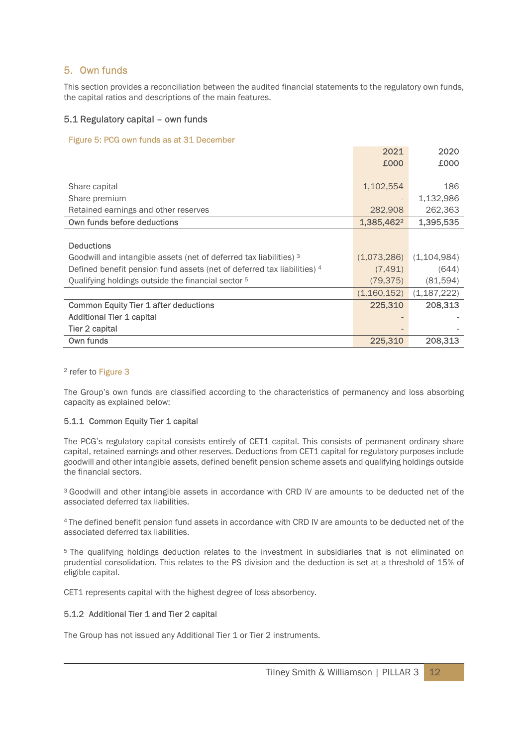## 5. Own funds

This section provides a reconciliation between the audited financial statements to the regulatory own funds, the capital ratios and descriptions of the main features.

### 5.1 Regulatory capital – own funds

Figure 5: PCG own funds as at 31 December

| | 2021 £000 | 2020 £000 |
|---|---|---|
| Share capital | 1,102,554 | 186 |
| Share premium | - | 1,132,986 |
| Retained earnings and other reserves | 282,908 | 262,363 |
| **Own funds before deductions** | **1,385,462[2]** | **1,395,535** |
| | | |
| Deductions | | |
| Goodwill and intangible assets (net of deferred tax liabilities) [3] | (1,073,286) | (1,104,984) |
| Defined benefit pension fund assets (net of deferred tax liabilities) [4] | (7,491) | (644) |
| Qualifying holdings outside the financial sector [5] | (79,375) | (81,594) |
| | (1,160,152) | (1,187,222) |
| **Common Equity Tier 1 after deductions** | **225,310** | **208,313** |
| Additional Tier 1 capital | - | - |
| Tier 2 capital | - | - |
| Own funds | 225,310 | 208,313 |

[2] refer to Figure 3

The Group's own funds are classified according to the characteristics of permanency and loss absorbing capacity as explained below:

#### 5.1.1 Common Equity Tier 1 capital

The PCG's regulatory capital consists entirely of CET1 capital. This consists of permanent ordinary share capital, retained earnings and other reserves. Deductions from CET1 capital for regulatory purposes include goodwill and other intangible assets, defined benefit pension scheme assets and qualifying holdings outside the financial sectors.

[3] Goodwill and other intangible assets in accordance with CRD IV are amounts to be deducted net of the associated deferred tax liabilities.

[4] The defined benefit pension fund assets in accordance with CRD IV are amounts to be deducted net of the associated deferred tax liabilities.

[5] The qualifying holdings deduction relates to the investment in subsidiaries that is not eliminated on prudential consolidation. This relates to the PS division and the deduction is set at a threshold of 15% of eligible capital.

CET1 represents capital with the highest degree of loss absorbency.

#### 5.1.2 Additional Tier 1 and Tier 2 capital

The Group has not issued any Additional Tier 1 or Tier 2 instruments.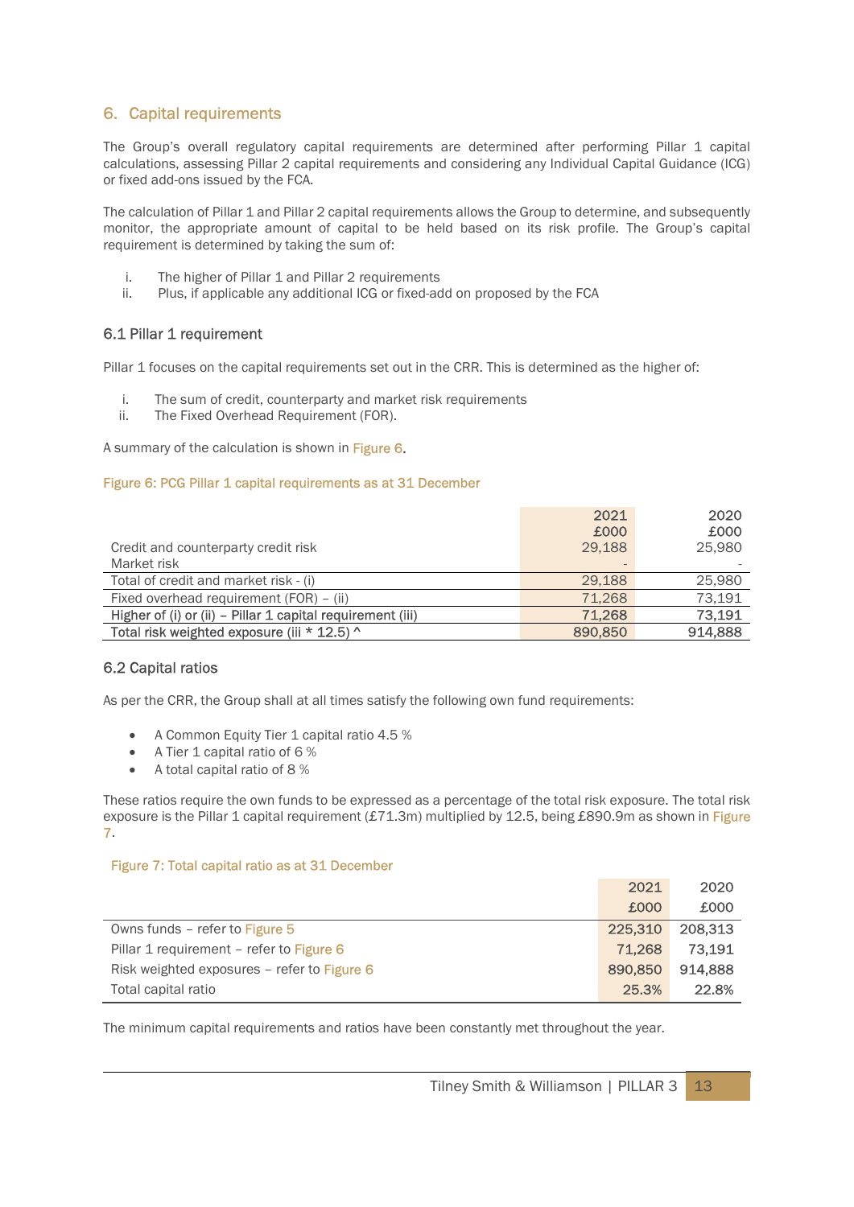## 6. Capital requirements

The Group's overall regulatory capital requirements are determined after performing Pillar 1 capital calculations, assessing Pillar 2 capital requirements and considering any Individual Capital Guidance (ICG) or fixed add-ons issued by the FCA.

The calculation of Pillar 1 and Pillar 2 capital requirements allows the Group to determine, and subsequently monitor, the appropriate amount of capital to be held based on its risk profile. The Group's capital requirement is determined by taking the sum of:

i. The higher of Pillar 1 and Pillar 2 requirements
ii. Plus, if applicable any additional ICG or fixed-add on proposed by the FCA

### 6.1 Pillar 1 requirement

Pillar 1 focuses on the capital requirements set out in the CRR. This is determined as the higher of:

i. The sum of credit, counterparty and market risk requirements
ii. The Fixed Overhead Requirement (FOR).

A summary of the calculation is shown in Figure 6.

Figure 6: PCG Pillar 1 capital requirements as at 31 December

| | 2021<br>£000 | 2020<br>£000 |
|---|---|---|
| Credit and counterparty credit risk | 29,188 | 25,980 |
| Market risk | - | - |
| Total of credit and market risk - (i) | 29,188 | 25,980 |
| Fixed overhead requirement (FOR) – (ii) | 71,268 | 73,191 |
| Higher of (i) or (ii) – Pillar 1 capital requirement (iii) | 71,268 | 73,191 |
| Total risk weighted exposure (iii * 12.5) ^ | 890,850 | 914,888 |

### 6.2 Capital ratios

As per the CRR, the Group shall at all times satisfy the following own fund requirements:

- A Common Equity Tier 1 capital ratio 4.5 %
- A Tier 1 capital ratio of 6 %
- A total capital ratio of 8 %

These ratios require the own funds to be expressed as a percentage of the total risk exposure. The total risk exposure is the Pillar 1 capital requirement (£71.3m) multiplied by 12.5, being £890.9m as shown in Figure 7.

Figure 7: Total capital ratio as at 31 December

| | 2021<br>£000 | 2020<br>£000 |
|---|---|---|
| Owns funds – refer to Figure 5 | 225,310 | 208,313 |
| Pillar 1 requirement – refer to Figure 6 | 71,268 | 73,191 |
| Risk weighted exposures – refer to Figure 6 | 890,850 | 914,888 |
| Total capital ratio | 25.3% | 22.8% |

The minimum capital requirements and ratios have been constantly met throughout the year.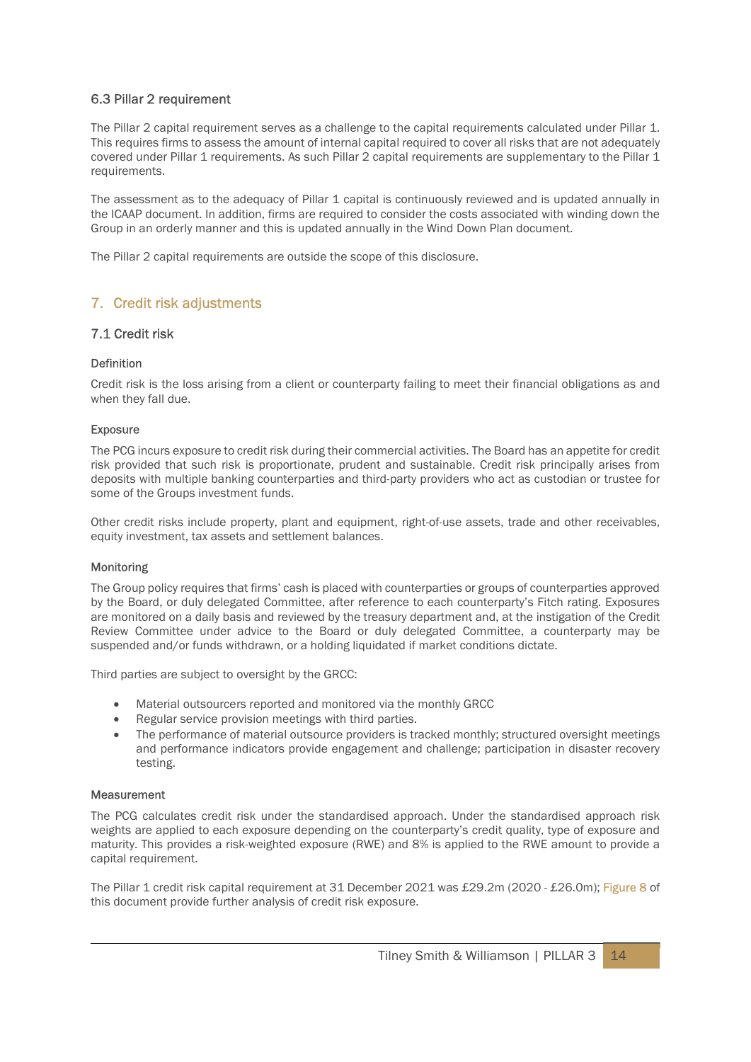### 6.3 Pillar 2 requirement

The Pillar 2 capital requirement serves as a challenge to the capital requirements calculated under Pillar 1. This requires firms to assess the amount of internal capital required to cover all risks that are not adequately covered under Pillar 1 requirements. As such Pillar 2 capital requirements are supplementary to the Pillar 1 requirements.

The assessment as to the adequacy of Pillar 1 capital is continuously reviewed and is updated annually in the ICAAP document. In addition, firms are required to consider the costs associated with winding down the Group in an orderly manner and this is updated annually in the Wind Down Plan document.

The Pillar 2 capital requirements are outside the scope of this disclosure.

## 7. Credit risk adjustments

### 7.1 Credit risk

#### Definition

Credit risk is the loss arising from a client or counterparty failing to meet their financial obligations as and when they fall due.

#### Exposure

The PCG incurs exposure to credit risk during their commercial activities. The Board has an appetite for credit risk provided that such risk is proportionate, prudent and sustainable. Credit risk principally arises from deposits with multiple banking counterparties and third-party providers who act as custodian or trustee for some of the Groups investment funds.

Other credit risks include property, plant and equipment, right-of-use assets, trade and other receivables, equity investment, tax assets and settlement balances.

#### Monitoring

The Group policy requires that firms' cash is placed with counterparties or groups of counterparties approved by the Board, or duly delegated Committee, after reference to each counterparty's Fitch rating. Exposures are monitored on a daily basis and reviewed by the treasury department and, at the instigation of the Credit Review Committee under advice to the Board or duly delegated Committee, a counterparty may be suspended and/or funds withdrawn, or a holding liquidated if market conditions dictate.

Third parties are subject to oversight by the GRCC:

- Material outsourcers reported and monitored via the monthly GRCC
- Regular service provision meetings with third parties.
- The performance of material outsource providers is tracked monthly; structured oversight meetings and performance indicators provide engagement and challenge; participation in disaster recovery testing.

#### Measurement

The PCG calculates credit risk under the standardised approach. Under the standardised approach risk weights are applied to each exposure depending on the counterparty's credit quality, type of exposure and maturity. This provides a risk-weighted exposure (RWE) and 8% is applied to the RWE amount to provide a capital requirement.

The Pillar 1 credit risk capital requirement at 31 December 2021 was £29.2m (2020 - £26.0m); Figure 8 of this document provide further analysis of credit risk exposure.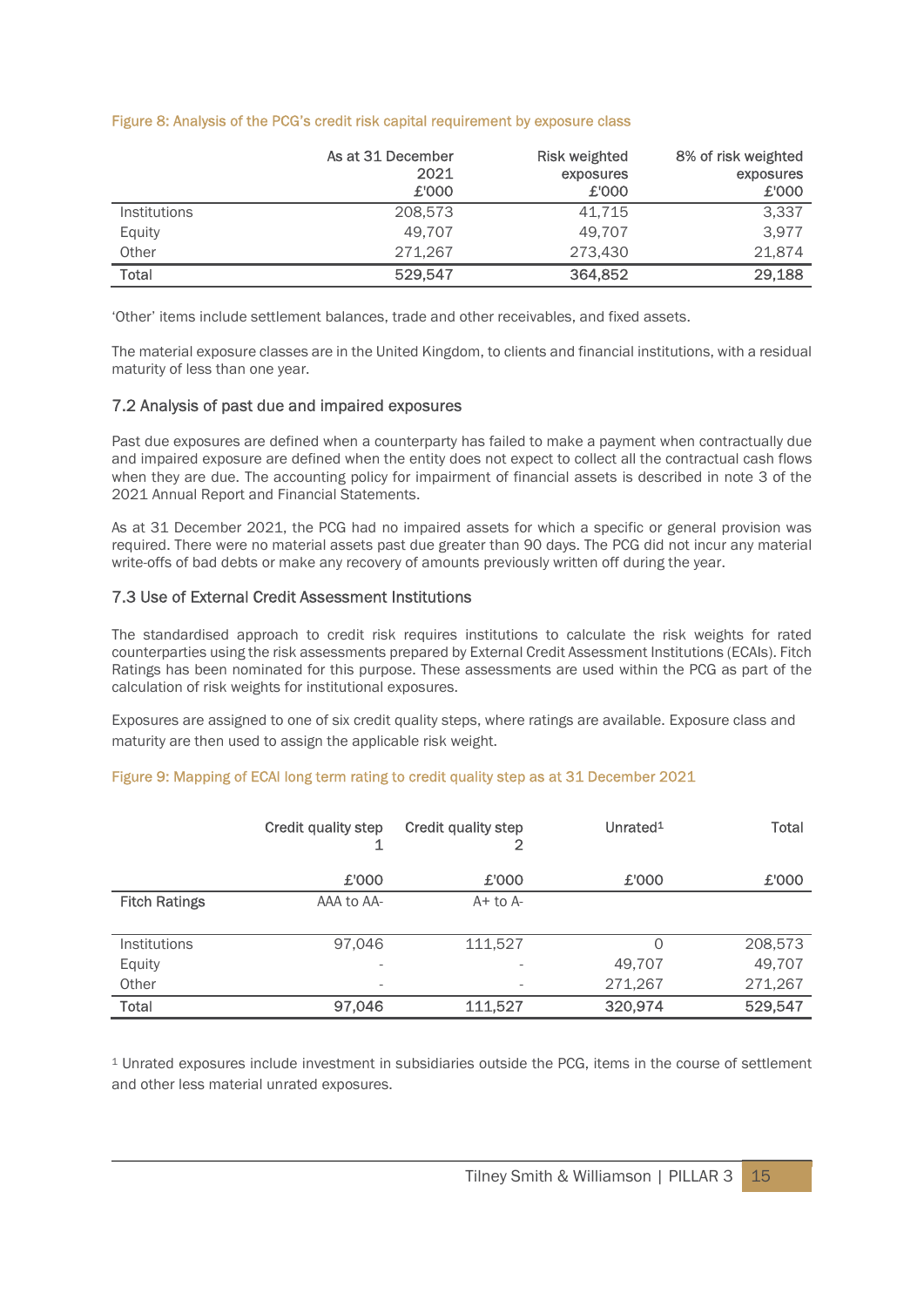Figure 8: Analysis of the PCG's credit risk capital requirement by exposure class

| | As at 31 December 2021 £'000 | Risk weighted exposures £'000 | 8% of risk weighted exposures £'000 |
|---|---|---|---|
| Institutions | 208,573 | 41,715 | 3,337 |
| Equity | 49,707 | 49,707 | 3,977 |
| Other | 271,267 | 273,430 | 21,874 |
| **Total** | **529,547** | **364,852** | **29,188** |

'Other' items include settlement balances, trade and other receivables, and fixed assets.

The material exposure classes are in the United Kingdom, to clients and financial institutions, with a residual maturity of less than one year.

### 7.2 Analysis of past due and impaired exposures

Past due exposures are defined when a counterparty has failed to make a payment when contractually due and impaired exposure are defined when the entity does not expect to collect all the contractual cash flows when they are due. The accounting policy for impairment of financial assets is described in note 3 of the 2021 Annual Report and Financial Statements.

As at 31 December 2021, the PCG had no impaired assets for which a specific or general provision was required. There were no material assets past due greater than 90 days. The PCG did not incur any material write-offs of bad debts or make any recovery of amounts previously written off during the year.

### 7.3 Use of External Credit Assessment Institutions

The standardised approach to credit risk requires institutions to calculate the risk weights for rated counterparties using the risk assessments prepared by External Credit Assessment Institutions (ECAIs). Fitch Ratings has been nominated for this purpose. These assessments are used within the PCG as part of the calculation of risk weights for institutional exposures.

Exposures are assigned to one of six credit quality steps, where ratings are available. Exposure class and maturity are then used to assign the applicable risk weight.

Figure 9: Mapping of ECAI long term rating to credit quality step as at 31 December 2021

| | Credit quality step 1 £'000 | Credit quality step 2 £'000 | Unrated[1] £'000 | Total £'000 |
|---|---|---|---|---|
| **Fitch Ratings** | AAA to AA- | A+ to A- | | |
| Institutions | 97,046 | 111,527 | 0 | 208,573 |
| Equity | - | - | 49,707 | 49,707 |
| Other | - | - | 271,267 | 271,267 |
| **Total** | **97,046** | **111,527** | **320,974** | **529,547** |

[1] Unrated exposures include investment in subsidiaries outside the PCG, items in the course of settlement and other less material unrated exposures.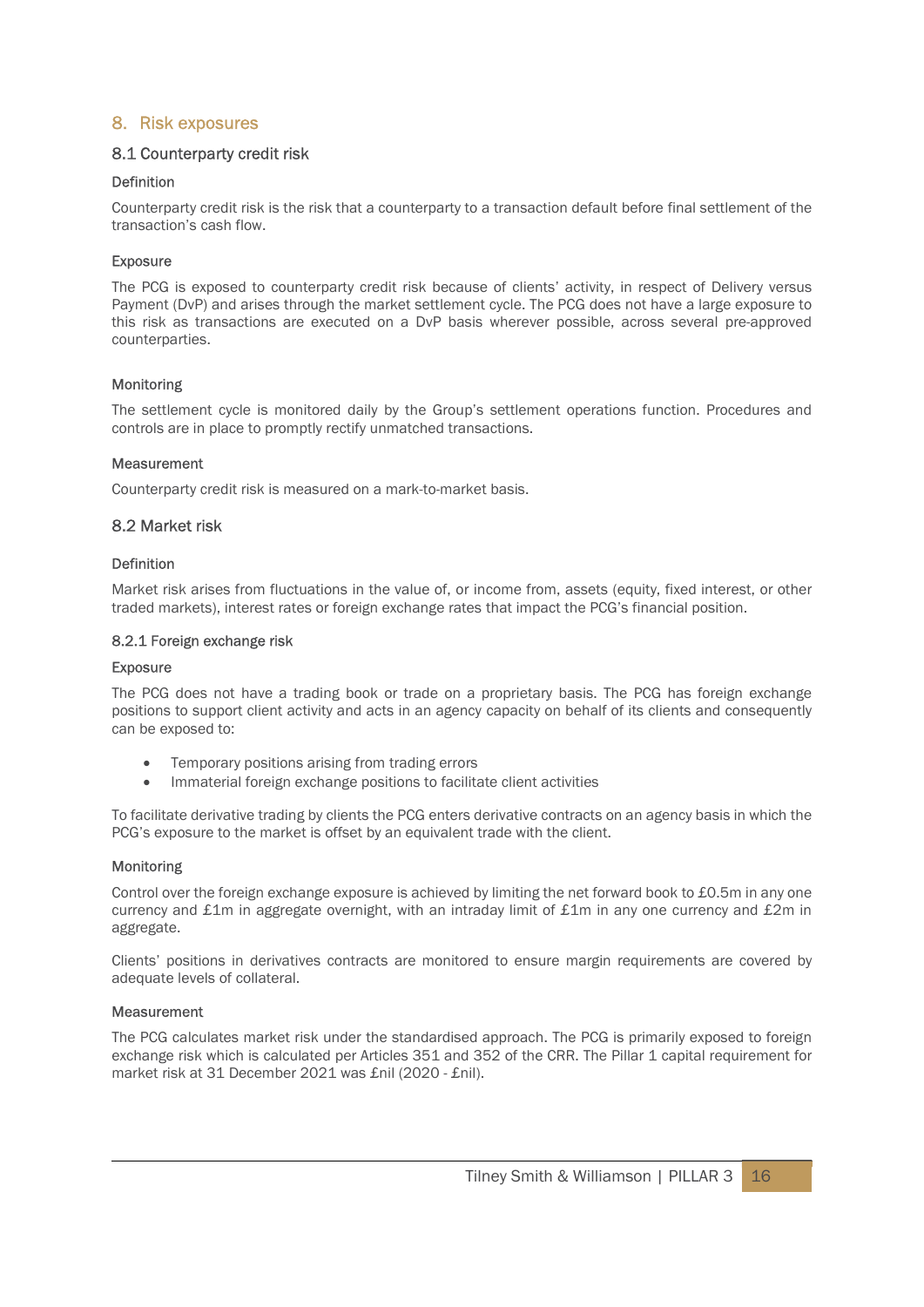## 8. Risk exposures

### 8.1 Counterparty credit risk

#### Definition

Counterparty credit risk is the risk that a counterparty to a transaction default before final settlement of the transaction's cash flow.

#### Exposure

The PCG is exposed to counterparty credit risk because of clients' activity, in respect of Delivery versus Payment (DvP) and arises through the market settlement cycle. The PCG does not have a large exposure to this risk as transactions are executed on a DvP basis wherever possible, across several pre-approved counterparties.

#### Monitoring

The settlement cycle is monitored daily by the Group's settlement operations function. Procedures and controls are in place to promptly rectify unmatched transactions.

#### Measurement

Counterparty credit risk is measured on a mark-to-market basis.

### 8.2 Market risk

#### Definition

Market risk arises from fluctuations in the value of, or income from, assets (equity, fixed interest, or other traded markets), interest rates or foreign exchange rates that impact the PCG's financial position.

#### 8.2.1 Foreign exchange risk

#### Exposure

The PCG does not have a trading book or trade on a proprietary basis. The PCG has foreign exchange positions to support client activity and acts in an agency capacity on behalf of its clients and consequently can be exposed to:

- Temporary positions arising from trading errors
- Immaterial foreign exchange positions to facilitate client activities

To facilitate derivative trading by clients the PCG enters derivative contracts on an agency basis in which the PCG's exposure to the market is offset by an equivalent trade with the client.

#### Monitoring

Control over the foreign exchange exposure is achieved by limiting the net forward book to £0.5m in any one currency and £1m in aggregate overnight, with an intraday limit of £1m in any one currency and £2m in aggregate.

Clients' positions in derivatives contracts are monitored to ensure margin requirements are covered by adequate levels of collateral.

#### Measurement

The PCG calculates market risk under the standardised approach. The PCG is primarily exposed to foreign exchange risk which is calculated per Articles 351 and 352 of the CRR. The Pillar 1 capital requirement for market risk at 31 December 2021 was £nil (2020 - £nil).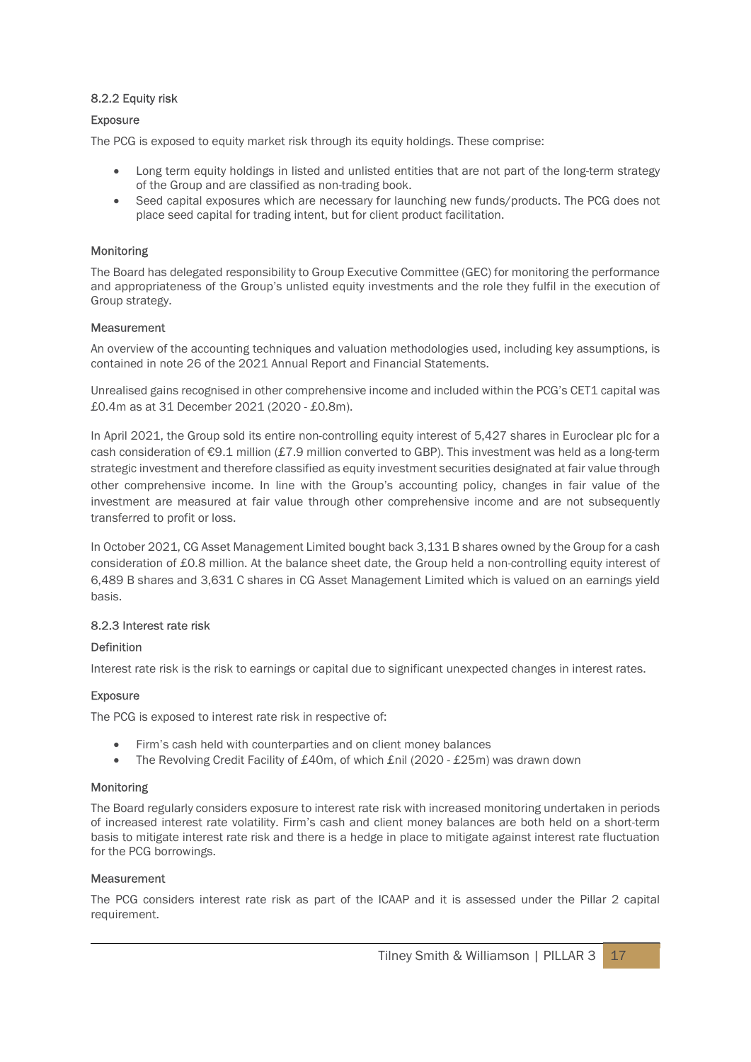### 8.2.2 Equity risk

#### Exposure

The PCG is exposed to equity market risk through its equity holdings. These comprise:

- Long term equity holdings in listed and unlisted entities that are not part of the long-term strategy of the Group and are classified as non-trading book.
- Seed capital exposures which are necessary for launching new funds/products. The PCG does not place seed capital for trading intent, but for client product facilitation.

#### Monitoring

The Board has delegated responsibility to Group Executive Committee (GEC) for monitoring the performance and appropriateness of the Group's unlisted equity investments and the role they fulfil in the execution of Group strategy.

#### Measurement

An overview of the accounting techniques and valuation methodologies used, including key assumptions, is contained in note 26 of the 2021 Annual Report and Financial Statements.

Unrealised gains recognised in other comprehensive income and included within the PCG's CET1 capital was £0.4m as at 31 December 2021 (2020 - £0.8m).

In April 2021, the Group sold its entire non-controlling equity interest of 5,427 shares in Euroclear plc for a cash consideration of €9.1 million (£7.9 million converted to GBP). This investment was held as a long-term strategic investment and therefore classified as equity investment securities designated at fair value through other comprehensive income. In line with the Group's accounting policy, changes in fair value of the investment are measured at fair value through other comprehensive income and are not subsequently transferred to profit or loss.

In October 2021, CG Asset Management Limited bought back 3,131 B shares owned by the Group for a cash consideration of £0.8 million. At the balance sheet date, the Group held a non-controlling equity interest of 6,489 B shares and 3,631 C shares in CG Asset Management Limited which is valued on an earnings yield basis.

### 8.2.3 Interest rate risk

#### Definition

Interest rate risk is the risk to earnings or capital due to significant unexpected changes in interest rates.

#### Exposure

The PCG is exposed to interest rate risk in respective of:

- Firm's cash held with counterparties and on client money balances
- The Revolving Credit Facility of £40m, of which £nil (2020 - £25m) was drawn down

#### Monitoring

The Board regularly considers exposure to interest rate risk with increased monitoring undertaken in periods of increased interest rate volatility. Firm's cash and client money balances are both held on a short-term basis to mitigate interest rate risk and there is a hedge in place to mitigate against interest rate fluctuation for the PCG borrowings.

#### Measurement

The PCG considers interest rate risk as part of the ICAAP and it is assessed under the Pillar 2 capital requirement.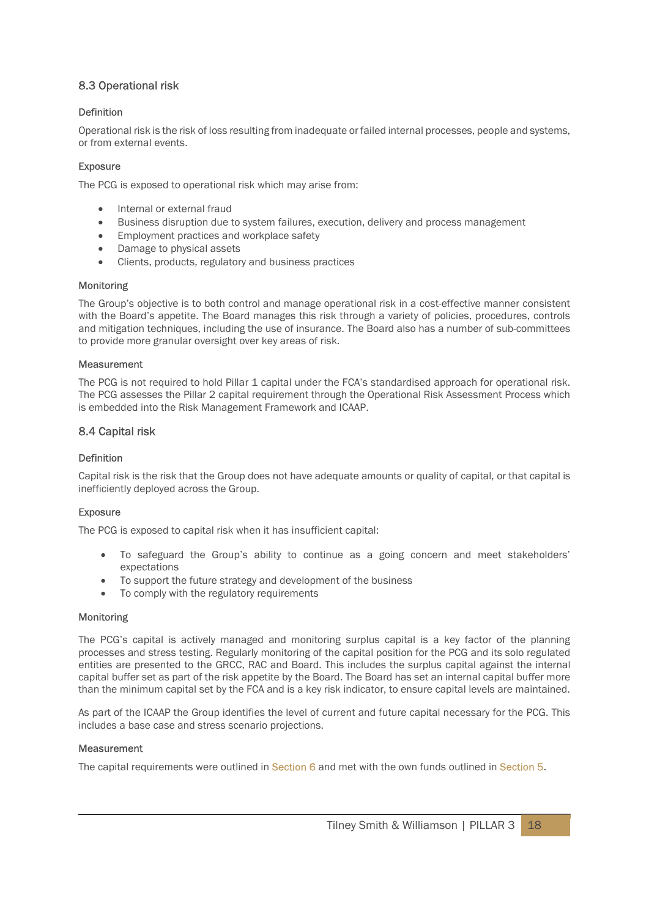## 8.3 Operational risk

### Definition

Operational risk is the risk of loss resulting from inadequate or failed internal processes, people and systems, or from external events.

### Exposure

The PCG is exposed to operational risk which may arise from:

- Internal or external fraud
- Business disruption due to system failures, execution, delivery and process management
- Employment practices and workplace safety
- Damage to physical assets
- Clients, products, regulatory and business practices

### Monitoring

The Group's objective is to both control and manage operational risk in a cost-effective manner consistent with the Board's appetite. The Board manages this risk through a variety of policies, procedures, controls and mitigation techniques, including the use of insurance. The Board also has a number of sub-committees to provide more granular oversight over key areas of risk.

### Measurement

The PCG is not required to hold Pillar 1 capital under the FCA's standardised approach for operational risk. The PCG assesses the Pillar 2 capital requirement through the Operational Risk Assessment Process which is embedded into the Risk Management Framework and ICAAP.

## 8.4 Capital risk

### Definition

Capital risk is the risk that the Group does not have adequate amounts or quality of capital, or that capital is inefficiently deployed across the Group.

### Exposure

The PCG is exposed to capital risk when it has insufficient capital:

- To safeguard the Group's ability to continue as a going concern and meet stakeholders' expectations
- To support the future strategy and development of the business
- To comply with the regulatory requirements

### Monitoring

The PCG's capital is actively managed and monitoring surplus capital is a key factor of the planning processes and stress testing. Regularly monitoring of the capital position for the PCG and its solo regulated entities are presented to the GRCC, RAC and Board. This includes the surplus capital against the internal capital buffer set as part of the risk appetite by the Board. The Board has set an internal capital buffer more than the minimum capital set by the FCA and is a key risk indicator, to ensure capital levels are maintained.

As part of the ICAAP the Group identifies the level of current and future capital necessary for the PCG. This includes a base case and stress scenario projections.

### Measurement

The capital requirements were outlined in Section 6 and met with the own funds outlined in Section 5.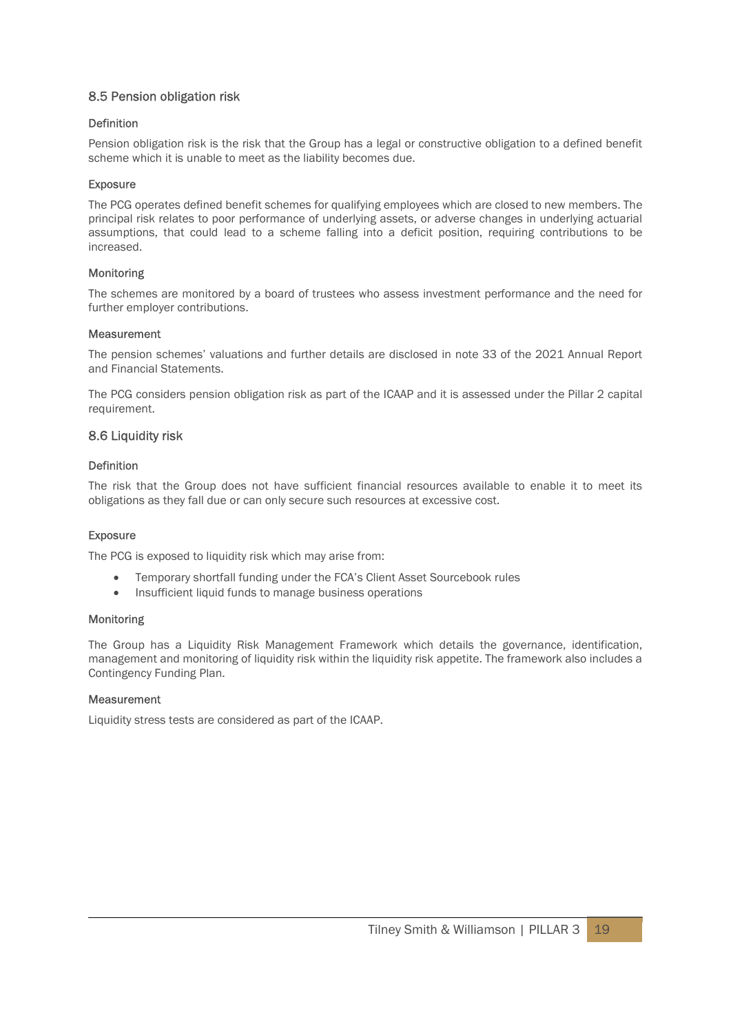## 8.5 Pension obligation risk

### Definition

Pension obligation risk is the risk that the Group has a legal or constructive obligation to a defined benefit scheme which it is unable to meet as the liability becomes due.

### Exposure

The PCG operates defined benefit schemes for qualifying employees which are closed to new members. The principal risk relates to poor performance of underlying assets, or adverse changes in underlying actuarial assumptions, that could lead to a scheme falling into a deficit position, requiring contributions to be increased.

### Monitoring

The schemes are monitored by a board of trustees who assess investment performance and the need for further employer contributions.

### Measurement

The pension schemes' valuations and further details are disclosed in note 33 of the 2021 Annual Report and Financial Statements.

The PCG considers pension obligation risk as part of the ICAAP and it is assessed under the Pillar 2 capital requirement.

## 8.6 Liquidity risk

### Definition

The risk that the Group does not have sufficient financial resources available to enable it to meet its obligations as they fall due or can only secure such resources at excessive cost.

### Exposure

The PCG is exposed to liquidity risk which may arise from:

- Temporary shortfall funding under the FCA's Client Asset Sourcebook rules
- Insufficient liquid funds to manage business operations

### Monitoring

The Group has a Liquidity Risk Management Framework which details the governance, identification, management and monitoring of liquidity risk within the liquidity risk appetite. The framework also includes a Contingency Funding Plan.

### Measurement

Liquidity stress tests are considered as part of the ICAAP.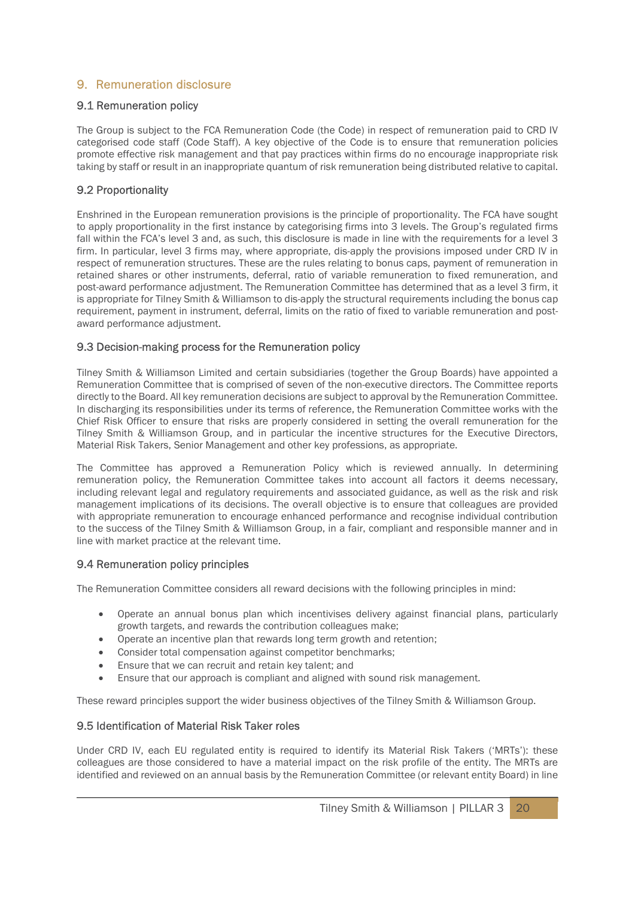## 9. Remuneration disclosure

### 9.1 Remuneration policy

The Group is subject to the FCA Remuneration Code (the Code) in respect of remuneration paid to CRD IV categorised code staff (Code Staff). A key objective of the Code is to ensure that remuneration policies promote effective risk management and that pay practices within firms do no encourage inappropriate risk taking by staff or result in an inappropriate quantum of risk remuneration being distributed relative to capital.

### 9.2 Proportionality

Enshrined in the European remuneration provisions is the principle of proportionality. The FCA have sought to apply proportionality in the first instance by categorising firms into 3 levels. The Group's regulated firms fall within the FCA's level 3 and, as such, this disclosure is made in line with the requirements for a level 3 firm. In particular, level 3 firms may, where appropriate, dis-apply the provisions imposed under CRD IV in respect of remuneration structures. These are the rules relating to bonus caps, payment of remuneration in retained shares or other instruments, deferral, ratio of variable remuneration to fixed remuneration, and post-award performance adjustment. The Remuneration Committee has determined that as a level 3 firm, it is appropriate for Tilney Smith & Williamson to dis-apply the structural requirements including the bonus cap requirement, payment in instrument, deferral, limits on the ratio of fixed to variable remuneration and post-award performance adjustment.

### 9.3 Decision-making process for the Remuneration policy

Tilney Smith & Williamson Limited and certain subsidiaries (together the Group Boards) have appointed a Remuneration Committee that is comprised of seven of the non-executive directors. The Committee reports directly to the Board. All key remuneration decisions are subject to approval by the Remuneration Committee. In discharging its responsibilities under its terms of reference, the Remuneration Committee works with the Chief Risk Officer to ensure that risks are properly considered in setting the overall remuneration for the Tilney Smith & Williamson Group, and in particular the incentive structures for the Executive Directors, Material Risk Takers, Senior Management and other key professions, as appropriate.

The Committee has approved a Remuneration Policy which is reviewed annually. In determining remuneration policy, the Remuneration Committee takes into account all factors it deems necessary, including relevant legal and regulatory requirements and associated guidance, as well as the risk and risk management implications of its decisions. The overall objective is to ensure that colleagues are provided with appropriate remuneration to encourage enhanced performance and recognise individual contribution to the success of the Tilney Smith & Williamson Group, in a fair, compliant and responsible manner and in line with market practice at the relevant time.

### 9.4 Remuneration policy principles

The Remuneration Committee considers all reward decisions with the following principles in mind:

- Operate an annual bonus plan which incentivises delivery against financial plans, particularly growth targets, and rewards the contribution colleagues make;
- Operate an incentive plan that rewards long term growth and retention;
- Consider total compensation against competitor benchmarks;
- Ensure that we can recruit and retain key talent; and
- Ensure that our approach is compliant and aligned with sound risk management.

These reward principles support the wider business objectives of the Tilney Smith & Williamson Group.

### 9.5 Identification of Material Risk Taker roles

Under CRD IV, each EU regulated entity is required to identify its Material Risk Takers ('MRTs'): these colleagues are those considered to have a material impact on the risk profile of the entity. The MRTs are identified and reviewed on an annual basis by the Remuneration Committee (or relevant entity Board) in line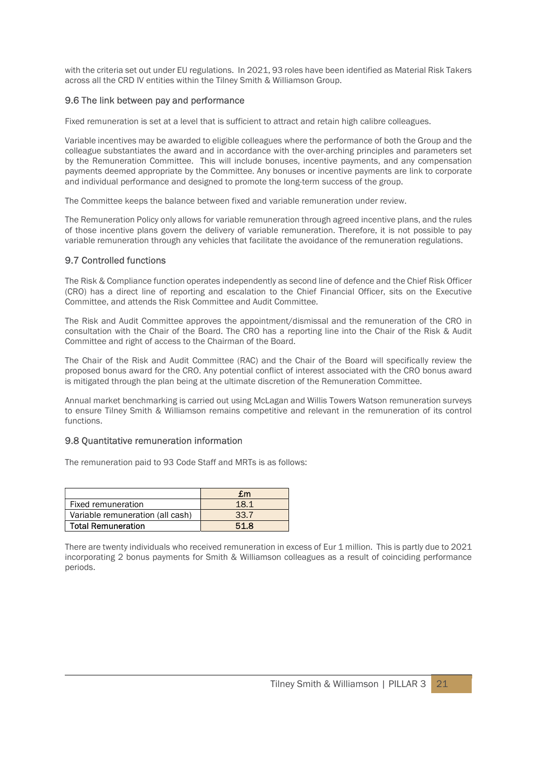with the criteria set out under EU regulations. In 2021, 93 roles have been identified as Material Risk Takers across all the CRD IV entities within the Tilney Smith & Williamson Group.

### 9.6 The link between pay and performance

Fixed remuneration is set at a level that is sufficient to attract and retain high calibre colleagues.

Variable incentives may be awarded to eligible colleagues where the performance of both the Group and the colleague substantiates the award and in accordance with the over-arching principles and parameters set by the Remuneration Committee. This will include bonuses, incentive payments, and any compensation payments deemed appropriate by the Committee. Any bonuses or incentive payments are link to corporate and individual performance and designed to promote the long-term success of the group.

The Committee keeps the balance between fixed and variable remuneration under review.

The Remuneration Policy only allows for variable remuneration through agreed incentive plans, and the rules of those incentive plans govern the delivery of variable remuneration. Therefore, it is not possible to pay variable remuneration through any vehicles that facilitate the avoidance of the remuneration regulations.

### 9.7 Controlled functions

The Risk & Compliance function operates independently as second line of defence and the Chief Risk Officer (CRO) has a direct line of reporting and escalation to the Chief Financial Officer, sits on the Executive Committee, and attends the Risk Committee and Audit Committee.

The Risk and Audit Committee approves the appointment/dismissal and the remuneration of the CRO in consultation with the Chair of the Board. The CRO has a reporting line into the Chair of the Risk & Audit Committee and right of access to the Chairman of the Board.

The Chair of the Risk and Audit Committee (RAC) and the Chair of the Board will specifically review the proposed bonus award for the CRO. Any potential conflict of interest associated with the CRO bonus award is mitigated through the plan being at the ultimate discretion of the Remuneration Committee.

Annual market benchmarking is carried out using McLagan and Willis Towers Watson remuneration surveys to ensure Tilney Smith & Williamson remains competitive and relevant in the remuneration of its control functions.

### 9.8 Quantitative remuneration information

The remuneration paid to 93 Code Staff and MRTs is as follows:

| | £m |
|---|---|
| Fixed remuneration | 18.1 |
| Variable remuneration (all cash) | 33.7 |
| **Total Remuneration** | **51.8** |

There are twenty individuals who received remuneration in excess of Eur 1 million. This is partly due to 2021 incorporating 2 bonus payments for Smith & Williamson colleagues as a result of coinciding performance periods.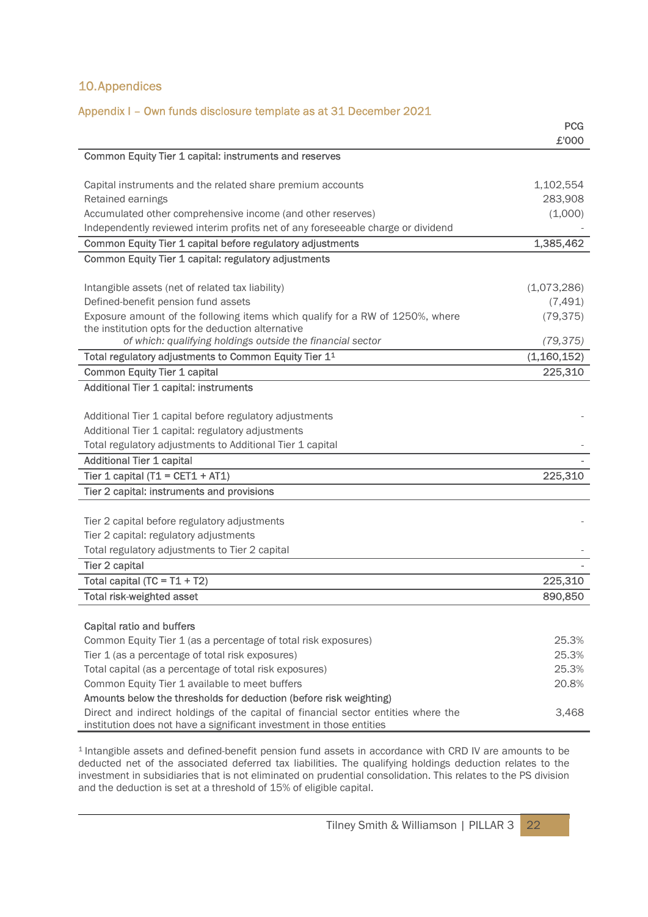## 10. Appendices

### Appendix I – Own funds disclosure template as at 31 December 2021

| | PCG £'000 |
|---|---|
| **Common Equity Tier 1 capital: instruments and reserves** | |
| Capital instruments and the related share premium accounts | 1,102,554 |
| Retained earnings | 283,908 |
| Accumulated other comprehensive income (and other reserves) | (1,000) |
| Independently reviewed interim profits net of any foreseeable charge or dividend | - |
| **Common Equity Tier 1 capital before regulatory adjustments** | **1,385,462** |
| **Common Equity Tier 1 capital: regulatory adjustments** | |
| Intangible assets (net of related tax liability) | (1,073,286) |
| Defined-benefit pension fund assets | (7,491) |
| Exposure amount of the following items which qualify for a RW of 1250%, where the institution opts for the deduction alternative | (79,375) |
| *of which: qualifying holdings outside the financial sector* | *(79,375)* |
| **Total regulatory adjustments to Common Equity Tier 1[1]** | **(1,160,152)** |
| **Common Equity Tier 1 capital** | **225,310** |
| **Additional Tier 1 capital: instruments** | |
| Additional Tier 1 capital before regulatory adjustments | - |
| Additional Tier 1 capital: regulatory adjustments | |
| Total regulatory adjustments to Additional Tier 1 capital | - |
| **Additional Tier 1 capital** | - |
| **Tier 1 capital (T1 = CET1 + AT1)** | **225,310** |
| **Tier 2 capital: instruments and provisions** | |
| Tier 2 capital before regulatory adjustments | - |
| Tier 2 capital: regulatory adjustments | |
| Total regulatory adjustments to Tier 2 capital | - |
| **Tier 2 capital** | - |
| **Total capital (TC = T1 + T2)** | **225,310** |
| **Total risk-weighted asset** | **890,850** |
| **Capital ratio and buffers** | |
| Common Equity Tier 1 (as a percentage of total risk exposures) | 25.3% |
| Tier 1 (as a percentage of total risk exposures) | 25.3% |
| Total capital (as a percentage of total risk exposures) | 25.3% |
| Common Equity Tier 1 available to meet buffers | 20.8% |
| **Amounts below the thresholds for deduction (before risk weighting)** | |
| Direct and indirect holdings of the capital of financial sector entities where the institution does not have a significant investment in those entities | 3,468 |

[1] Intangible assets and defined-benefit pension fund assets in accordance with CRD IV are amounts to be deducted net of the associated deferred tax liabilities. The qualifying holdings deduction relates to the investment in subsidiaries that is not eliminated on prudential consolidation. This relates to the PS division and the deduction is set at a threshold of 15% of eligible capital.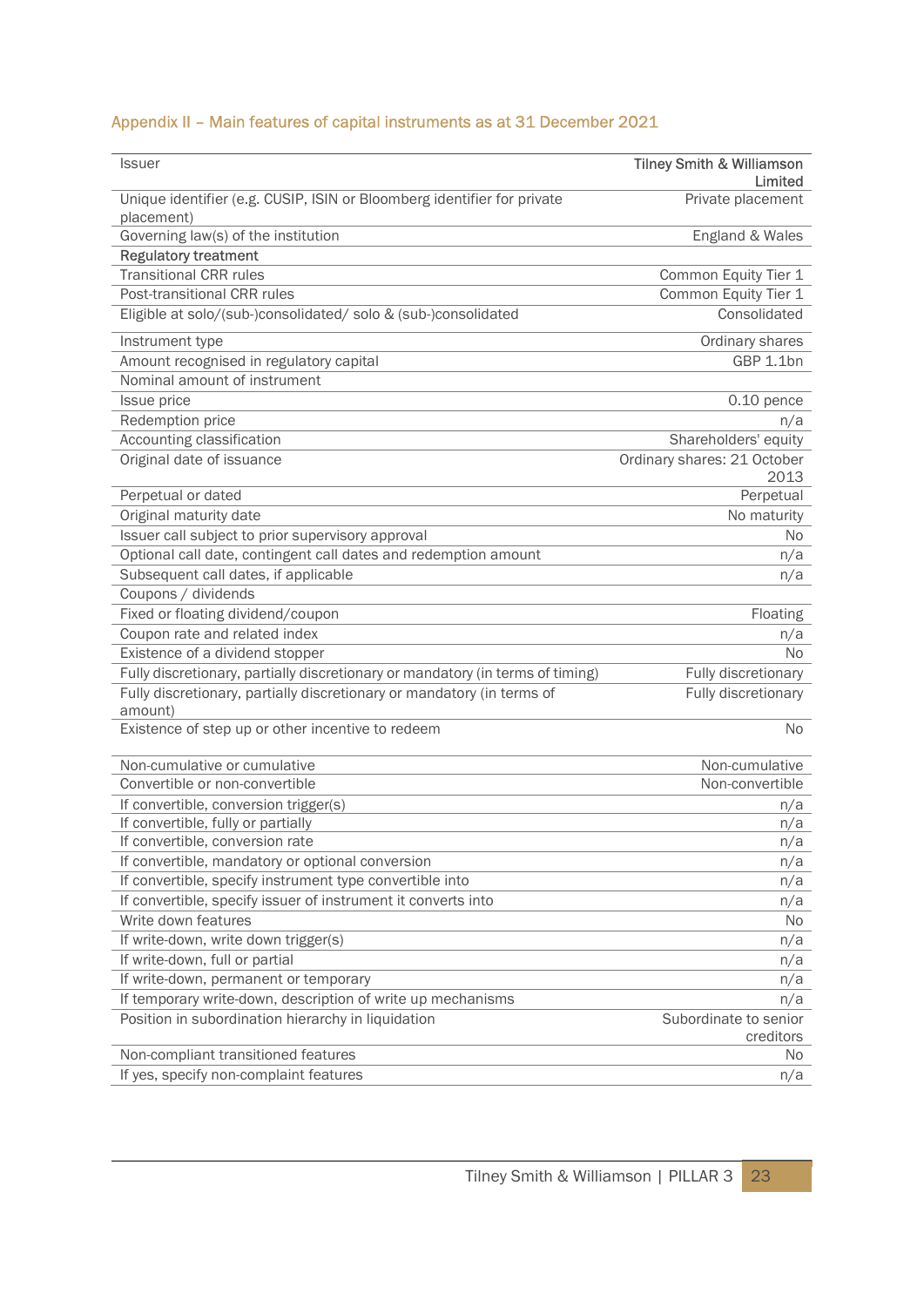## Appendix II – Main features of capital instruments as at 31 December 2021

| Issuer | Tilney Smith & Williamson Limited |
|---|---|
| Unique identifier (e.g. CUSIP, ISIN or Bloomberg identifier for private placement) | Private placement |
| Governing law(s) of the institution | England & Wales |
| **Regulatory treatment** | |
| Transitional CRR rules | Common Equity Tier 1 |
| Post-transitional CRR rules | Common Equity Tier 1 |
| Eligible at solo/(sub-)consolidated/ solo & (sub-)consolidated | Consolidated |
| Instrument type | Ordinary shares |
| Amount recognised in regulatory capital | GBP 1.1bn |
| Nominal amount of instrument | |
| Issue price | 0.10 pence |
| Redemption price | n/a |
| Accounting classification | Shareholders' equity |
| Original date of issuance | Ordinary shares: 21 October 2013 |
| Perpetual or dated | Perpetual |
| Original maturity date | No maturity |
| Issuer call subject to prior supervisory approval | No |
| Optional call date, contingent call dates and redemption amount | n/a |
| Subsequent call dates, if applicable | n/a |
| Coupons / dividends | |
| Fixed or floating dividend/coupon | Floating |
| Coupon rate and related index | n/a |
| Existence of a dividend stopper | No |
| Fully discretionary, partially discretionary or mandatory (in terms of timing) | Fully discretionary |
| Fully discretionary, partially discretionary or mandatory (in terms of amount) | Fully discretionary |
| Existence of step up or other incentive to redeem | No |
| Non-cumulative or cumulative | Non-cumulative |
| Convertible or non-convertible | Non-convertible |
| If convertible, conversion trigger(s) | n/a |
| If convertible, fully or partially | n/a |
| If convertible, conversion rate | n/a |
| If convertible, mandatory or optional conversion | n/a |
| If convertible, specify instrument type convertible into | n/a |
| If convertible, specify issuer of instrument it converts into | n/a |
| Write down features | No |
| If write-down, write down trigger(s) | n/a |
| If write-down, full or partial | n/a |
| If write-down, permanent or temporary | n/a |
| If temporary write-down, description of write up mechanisms | n/a |
| Position in subordination hierarchy in liquidation | Subordinate to senior creditors |
| Non-compliant transitioned features | No |
| If yes, specify non-complaint features | n/a |